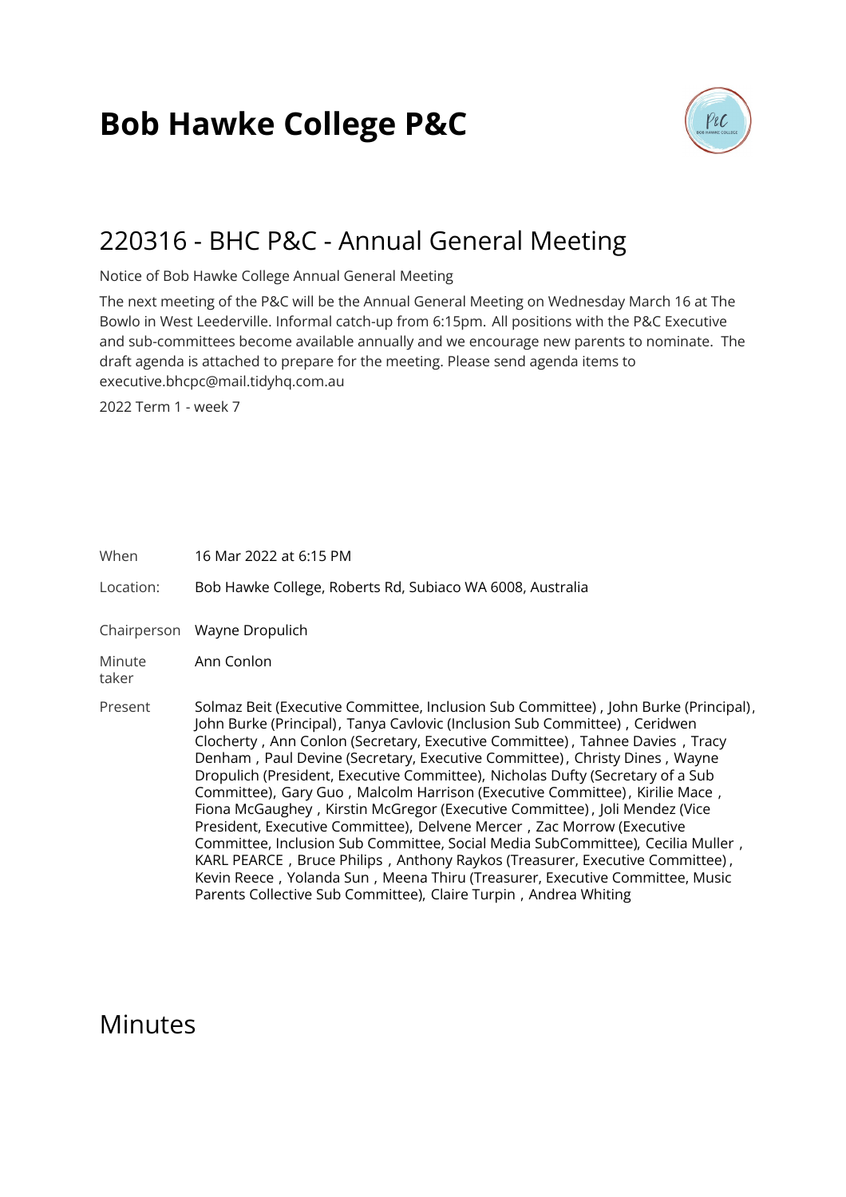# Bob Hawke College P&C

## 220316 - BHC P&C - Annual General Meeting

Notice of Bob Hawke College Annual General Meeting

The next meeting of the P&C will be the Annual General Meeting on Wednesday March 16 at The Bowlo in West Leederville. Informal catch-up from 6:15pm. All positions with the P&C Executive and sub-committees become available annually and we encourage new parents to nominate. The draft agenda is attached to prepare for the meeting. Please send agenda items to executive.bhcpc@mail.tidyhq.com.au

2022 Term 1 - week 7

| | |
|---|---|
| When | 16 Mar 2022 at 6:15 PM |
| Location: | Bob Hawke College, Roberts Rd, Subiaco WA 6008, Australia |
| Chairperson | Wayne Dropulich |
| Minute taker | Ann Conlon |
| Present | Solmaz Beit (Executive Committee, Inclusion Sub Committee) , John Burke (Principal), John Burke (Principal), Tanya Cavlovic (Inclusion Sub Committee) , Ceridwen Clocherty , Ann Conlon (Secretary, Executive Committee) , Tahnee Davies , Tracy Denham , Paul Devine (Secretary, Executive Committee), Christy Dines , Wayne Dropulich (President, Executive Committee), Nicholas Dufty (Secretary of a Sub Committee), Gary Guo , Malcolm Harrison (Executive Committee), Kirilie Mace , Fiona McGaughey , Kirstin McGregor (Executive Committee), Joli Mendez (Vice President, Executive Committee), Delvene Mercer , Zac Morrow (Executive Committee, Inclusion Sub Committee, Social Media SubCommittee), Cecilia Muller , KARL PEARCE , Bruce Philips , Anthony Raykos (Treasurer, Executive Committee) , Kevin Reece , Yolanda Sun , Meena Thiru (Treasurer, Executive Committee, Music Parents Collective Sub Committee), Claire Turpin , Andrea Whiting |

## Minutes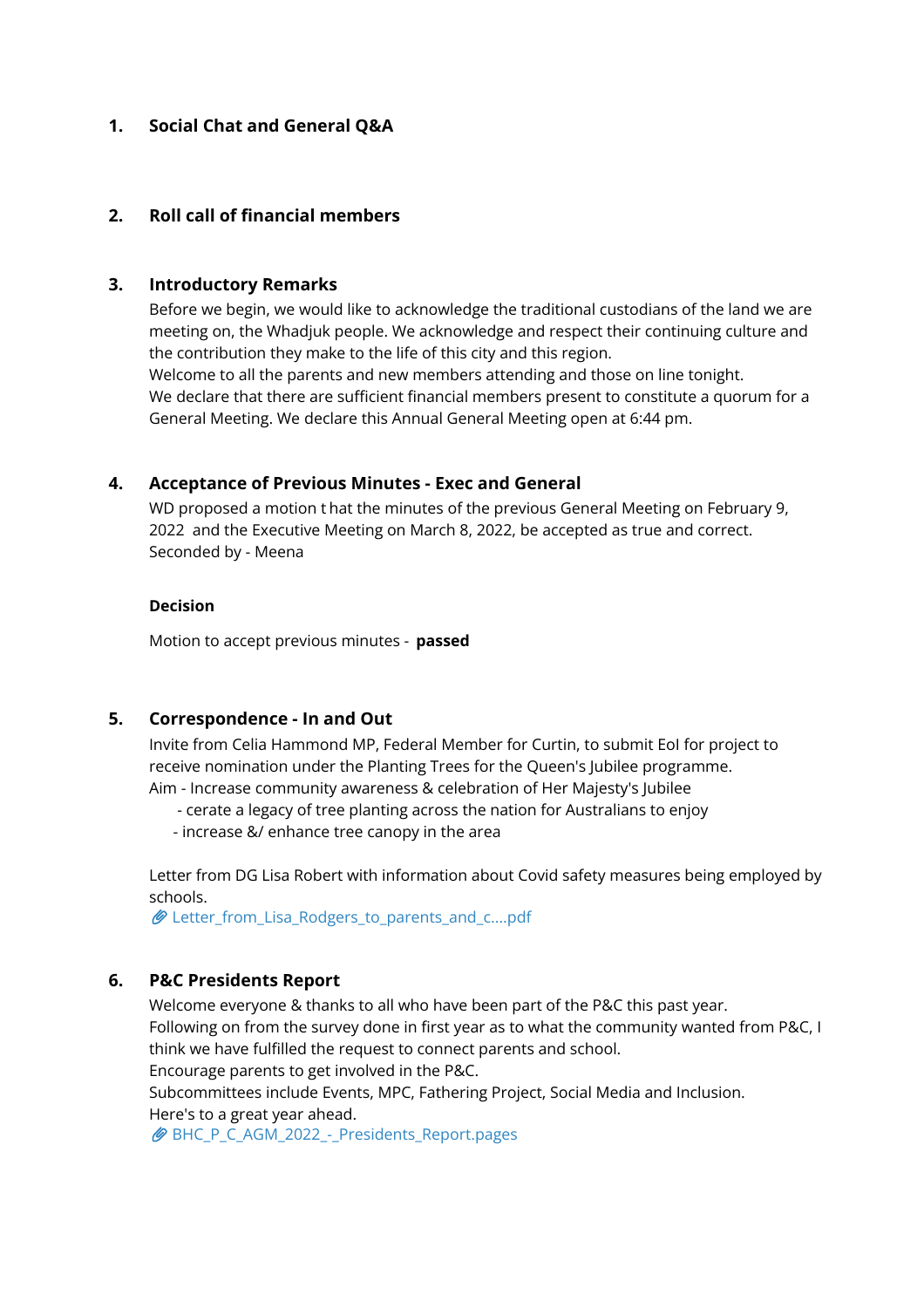1. **Social Chat and General Q&A**

2. **Roll call of financial members**

3. **Introductory Remarks**

   Before we begin, we would like to acknowledge the traditional custodians of the land we are meeting on, the Whadjuk people. We acknowledge and respect their continuing culture and the contribution they make to the life of this city and this region.
   Welcome to all the parents and new members attending and those on line tonight.
   We declare that there are sufficient financial members present to constitute a quorum for a General Meeting. We declare this Annual General Meeting open at 6:44 pm.

4. **Acceptance of Previous Minutes - Exec and General**

   WD proposed a motion t hat the minutes of the previous General Meeting on February 9, 2022 and the Executive Meeting on March 8, 2022, be accepted as true and correct.
   Seconded by - Meena

   **Decision**

   Motion to accept previous minutes - **passed**

5. **Correspondence - In and Out**

   Invite from Celia Hammond MP, Federal Member for Curtin, to submit EoI for project to receive nomination under the Planting Trees for the Queen's Jubilee programme.
   Aim - Increase community awareness & celebration of Her Majesty's Jubilee
   - cerate a legacy of tree planting across the nation for Australians to enjoy
   - increase &/ enhance tree canopy in the area

   Letter from DG Lisa Robert with information about Covid safety measures being employed by schools.
   Letter_from_Lisa_Rodgers_to_parents_and_c....pdf

6. **P&C Presidents Report**

   Welcome everyone & thanks to all who have been part of the P&C this past year.
   Following on from the survey done in first year as to what the community wanted from P&C, I think we have fulfilled the request to connect parents and school.
   Encourage parents to get involved in the P&C.
   Subcommittees include Events, MPC, Fathering Project, Social Media and Inclusion.
   Here's to a great year ahead.
   BHC_P_C_AGM_2022_-_Presidents_Report.pages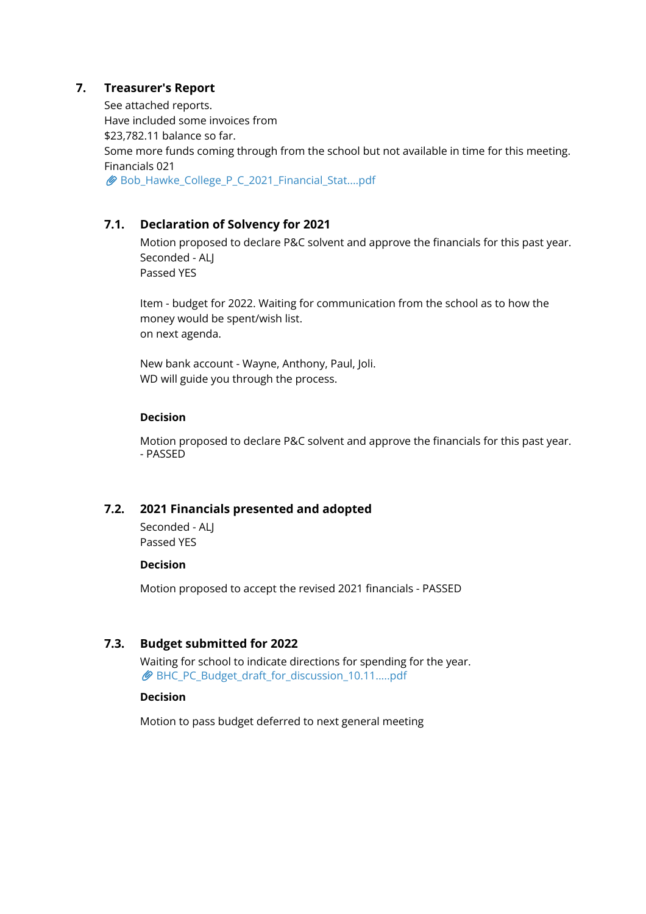## 7. Treasurer's Report

See attached reports.
Have included some invoices from
$23,782.11 balance so far.
Some more funds coming through from the school but not available in time for this meeting.
Financials 021
Bob_Hawke_College_P_C_2021_Financial_Stat....pdf

### 7.1. Declaration of Solvency for 2021

Motion proposed to declare P&C solvent and approve the financials for this past year.
Seconded - ALJ
Passed YES

Item - budget for 2022. Waiting for communication from the school as to how the money would be spent/wish list.
on next agenda.

New bank account - Wayne, Anthony, Paul, Joli.
WD will guide you through the process.

**Decision**

Motion proposed to declare P&C solvent and approve the financials for this past year. - PASSED

### 7.2. 2021 Financials presented and adopted

Seconded - ALJ
Passed YES

**Decision**

Motion proposed to accept the revised 2021 financials - PASSED

### 7.3. Budget submitted for 2022

Waiting for school to indicate directions for spending for the year.
BHC_PC_Budget_draft_for_discussion_10.11.....pdf

**Decision**

Motion to pass budget deferred to next general meeting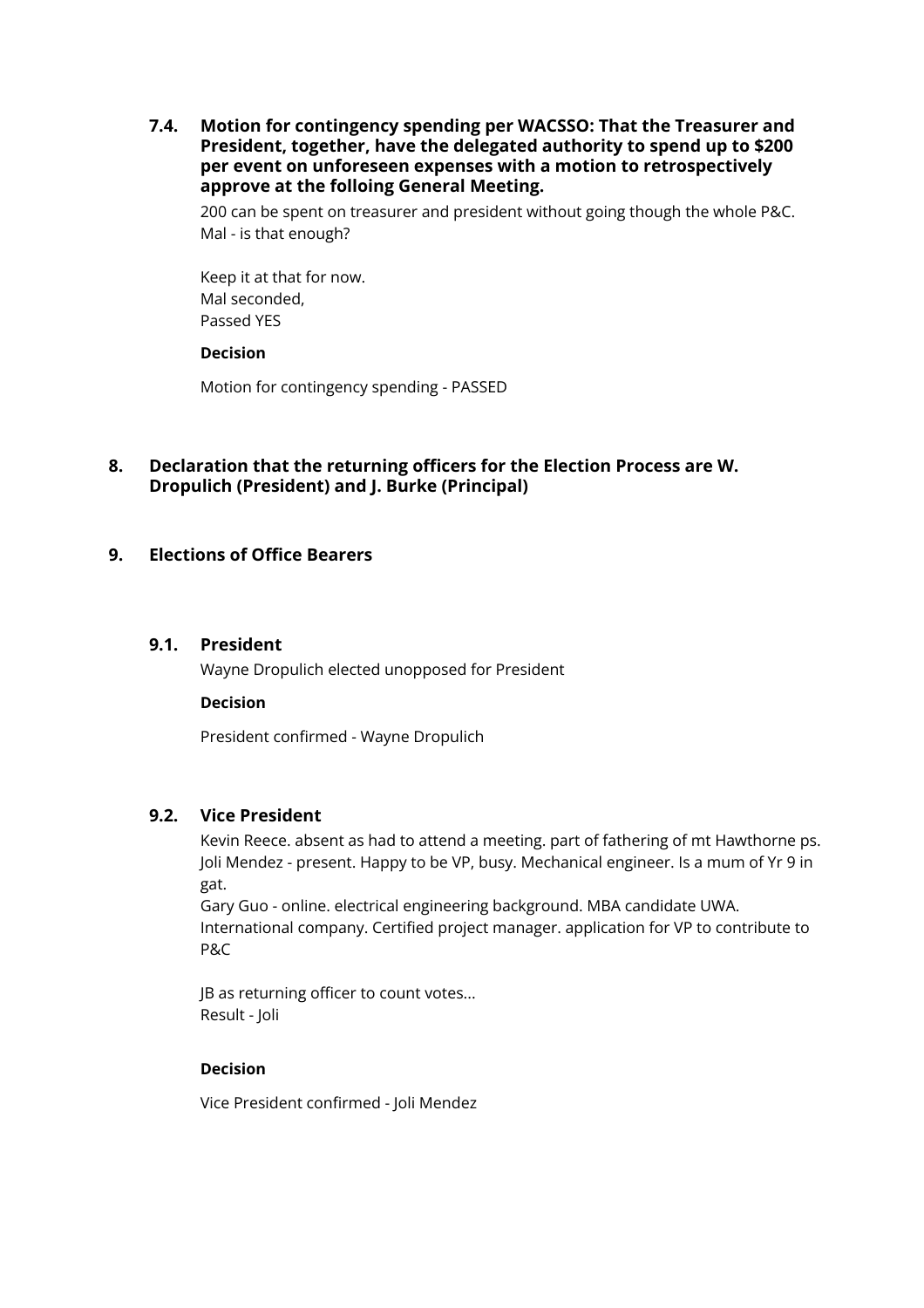### 7.4. Motion for contingency spending per WACSSO: That the Treasurer and President, together, have the delegated authority to spend up to $200 per event on unforeseen expenses with a motion to retrospectively approve at the folloing General Meeting.

200 can be spent on treasurer and president without going though the whole P&C.
Mal - is that enough?

Keep it at that for now.
Mal seconded,
Passed YES

**Decision**

Motion for contingency spending - PASSED

## 8. Declaration that the returning officers for the Election Process are W. Dropulich (President) and J. Burke (Principal)

## 9. Elections of Office Bearers

### 9.1. President

Wayne Dropulich elected unopposed for President

**Decision**

President confirmed - Wayne Dropulich

### 9.2. Vice President

Kevin Reece. absent as had to attend a meeting. part of fathering of mt Hawthorne ps.
Joli Mendez - present. Happy to be VP, busy. Mechanical engineer. Is a mum of Yr 9 in gat.
Gary Guo - online. electrical engineering background. MBA candidate UWA. International company. Certified project manager. application for VP to contribute to P&C

JB as returning officer to count votes...
Result - Joli

**Decision**

Vice President confirmed - Joli Mendez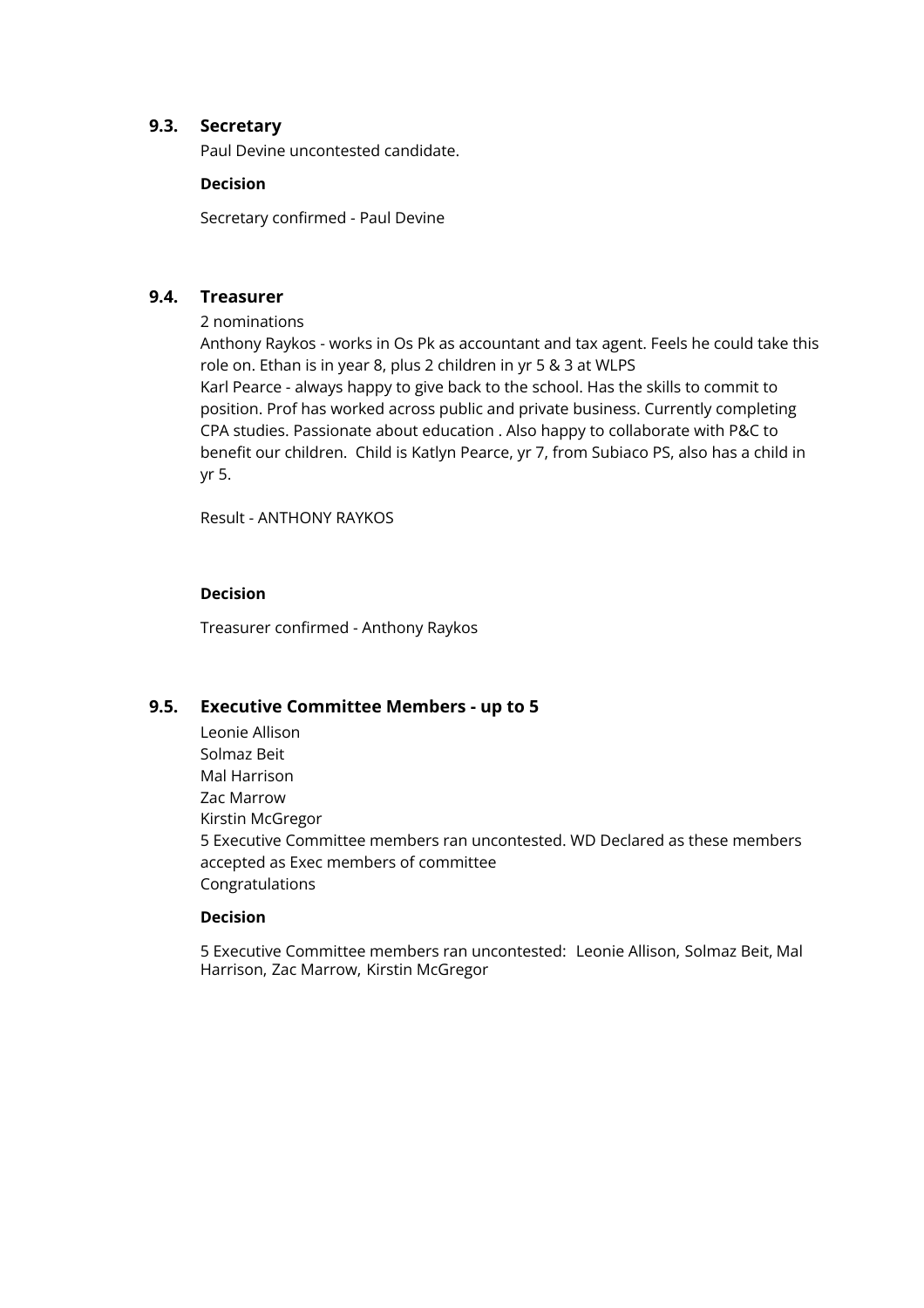### 9.3. Secretary

Paul Devine uncontested candidate.

**Decision**

Secretary confirmed - Paul Devine

### 9.4. Treasurer

2 nominations
Anthony Raykos - works in Os Pk as accountant and tax agent. Feels he could take this role on. Ethan is in year 8, plus 2 children in yr 5 & 3 at WLPS
Karl Pearce - always happy to give back to the school. Has the skills to commit to position. Prof has worked across public and private business. Currently completing CPA studies. Passionate about education . Also happy to collaborate with P&C to benefit our children.  Child is Katlyn Pearce, yr 7, from Subiaco PS, also has a child in yr 5.

Result - ANTHONY RAYKOS

**Decision**

Treasurer confirmed - Anthony Raykos

### 9.5. Executive Committee Members - up to 5

Leonie Allison
Solmaz Beit
Mal Harrison
Zac Marrow
Kirstin McGregor
5 Executive Committee members ran uncontested. WD Declared as these members accepted as Exec members of committee
Congratulations

**Decision**

5 Executive Committee members ran uncontested:  Leonie Allison, Solmaz Beit, Mal Harrison, Zac Marrow, Kirstin McGregor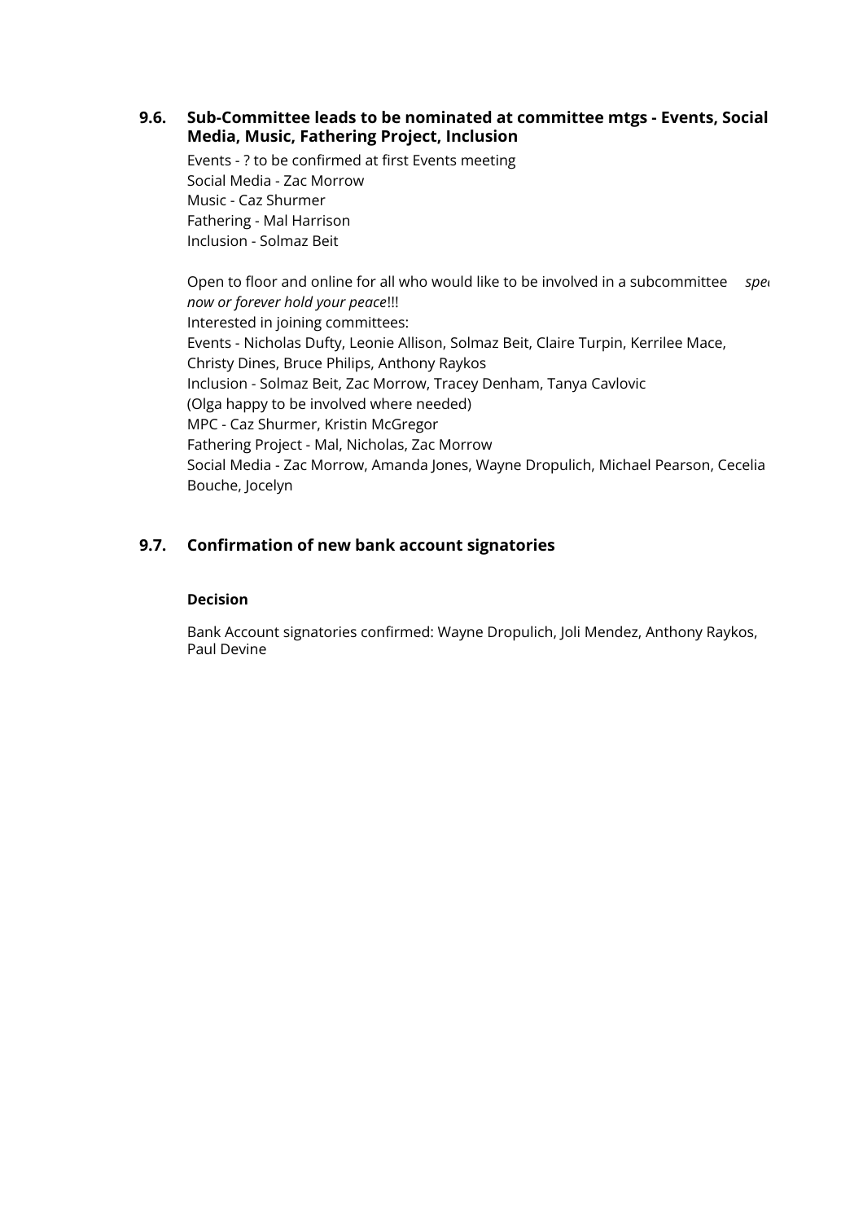### 9.6. Sub-Committee leads to be nominated at committee mtgs - Events, Social Media, Music, Fathering Project, Inclusion

Events - ? to be confirmed at first Events meeting
Social Media - Zac Morrow
Music - Caz Shurmer
Fathering - Mal Harrison
Inclusion - Solmaz Beit

Open to floor and online for all who would like to be involved in a subcommittee *spe now or forever hold your peace*!!!
Interested in joining committees:
Events - Nicholas Dufty, Leonie Allison, Solmaz Beit, Claire Turpin, Kerrilee Mace, Christy Dines, Bruce Philips, Anthony Raykos
Inclusion - Solmaz Beit, Zac Morrow, Tracey Denham, Tanya Cavlovic
(Olga happy to be involved where needed)
MPC - Caz Shurmer, Kristin McGregor
Fathering Project - Mal, Nicholas, Zac Morrow
Social Media - Zac Morrow, Amanda Jones, Wayne Dropulich, Michael Pearson, Cecelia Bouche, Jocelyn

### 9.7. Confirmation of new bank account signatories

**Decision**

Bank Account signatories confirmed: Wayne Dropulich, Joli Mendez, Anthony Raykos, Paul Devine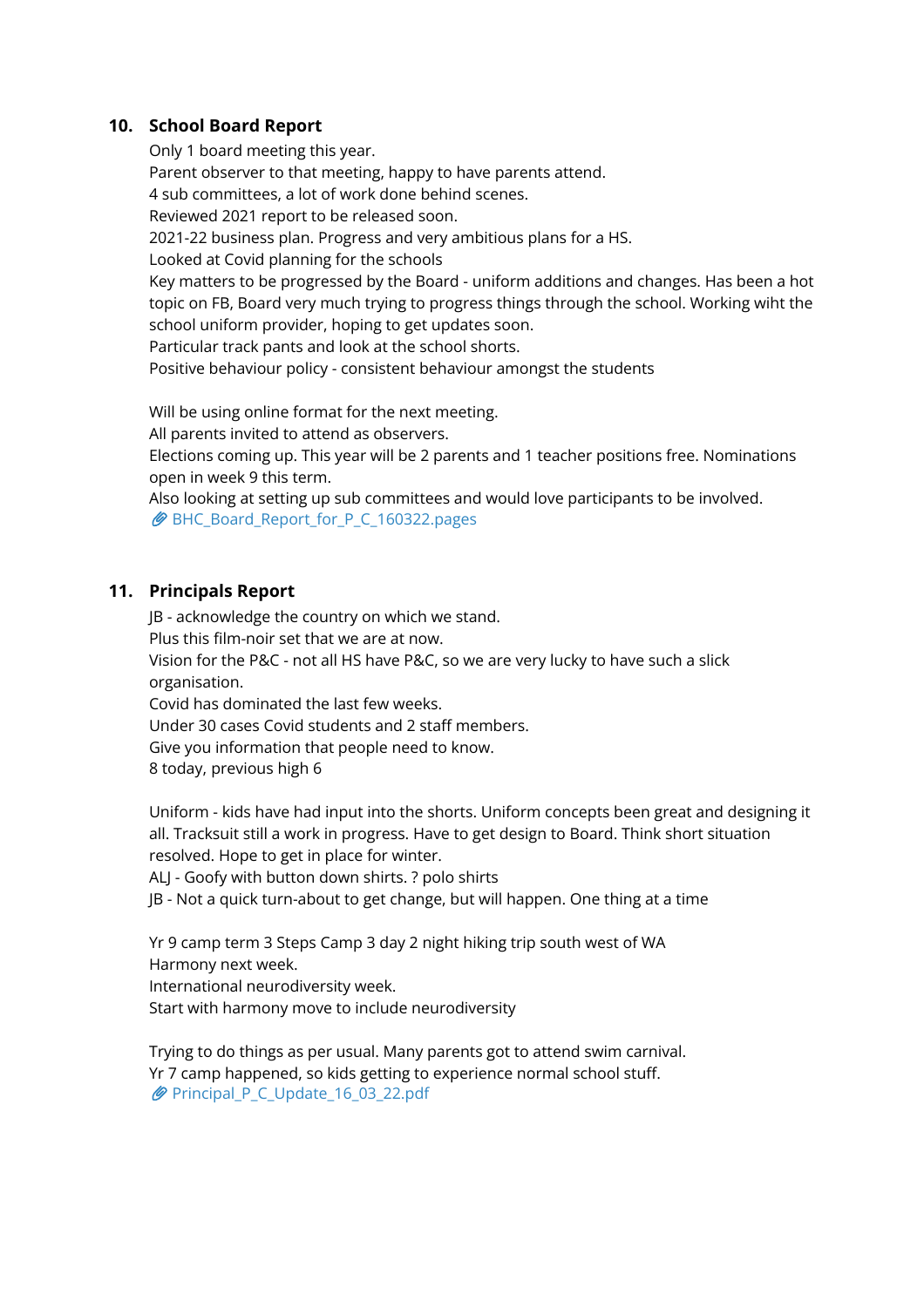## 10. School Board Report

Only 1 board meeting this year.
Parent observer to that meeting, happy to have parents attend.
4 sub committees, a lot of work done behind scenes.
Reviewed 2021 report to be released soon.
2021-22 business plan. Progress and very ambitious plans for a HS.
Looked at Covid planning for the schools
Key matters to be progressed by the Board - uniform additions and changes. Has been a hot topic on FB, Board very much trying to progress things through the school. Working wiht the school uniform provider, hoping to get updates soon.
Particular track pants and look at the school shorts.
Positive behaviour policy - consistent behaviour amongst the students

Will be using online format for the next meeting.
All parents invited to attend as observers.
Elections coming up. This year will be 2 parents and 1 teacher positions free. Nominations open in week 9 this term.
Also looking at setting up sub committees and would love participants to be involved.
📎 BHC_Board_Report_for_P_C_160322.pages

## 11. Principals Report

JB - acknowledge the country on which we stand.
Plus this film-noir set that we are at now.
Vision for the P&C - not all HS have P&C, so we are very lucky to have such a slick organisation.
Covid has dominated the last few weeks.
Under 30 cases Covid students and 2 staff members.
Give you information that people need to know.
8 today, previous high 6

Uniform - kids have had input into the shorts. Uniform concepts been great and designing it all. Tracksuit still a work in progress. Have to get design to Board. Think short situation resolved. Hope to get in place for winter.
ALJ - Goofy with button down shirts. ? polo shirts
JB - Not a quick turn-about to get change, but will happen. One thing at a time

Yr 9 camp term 3 Steps Camp 3 day 2 night hiking trip south west of WA
Harmony next week.
International neurodiversity week.
Start with harmony move to include neurodiversity

Trying to do things as per usual. Many parents got to attend swim carnival.
Yr 7 camp happened, so kids getting to experience normal school stuff.
📎 Principal_P_C_Update_16_03_22.pdf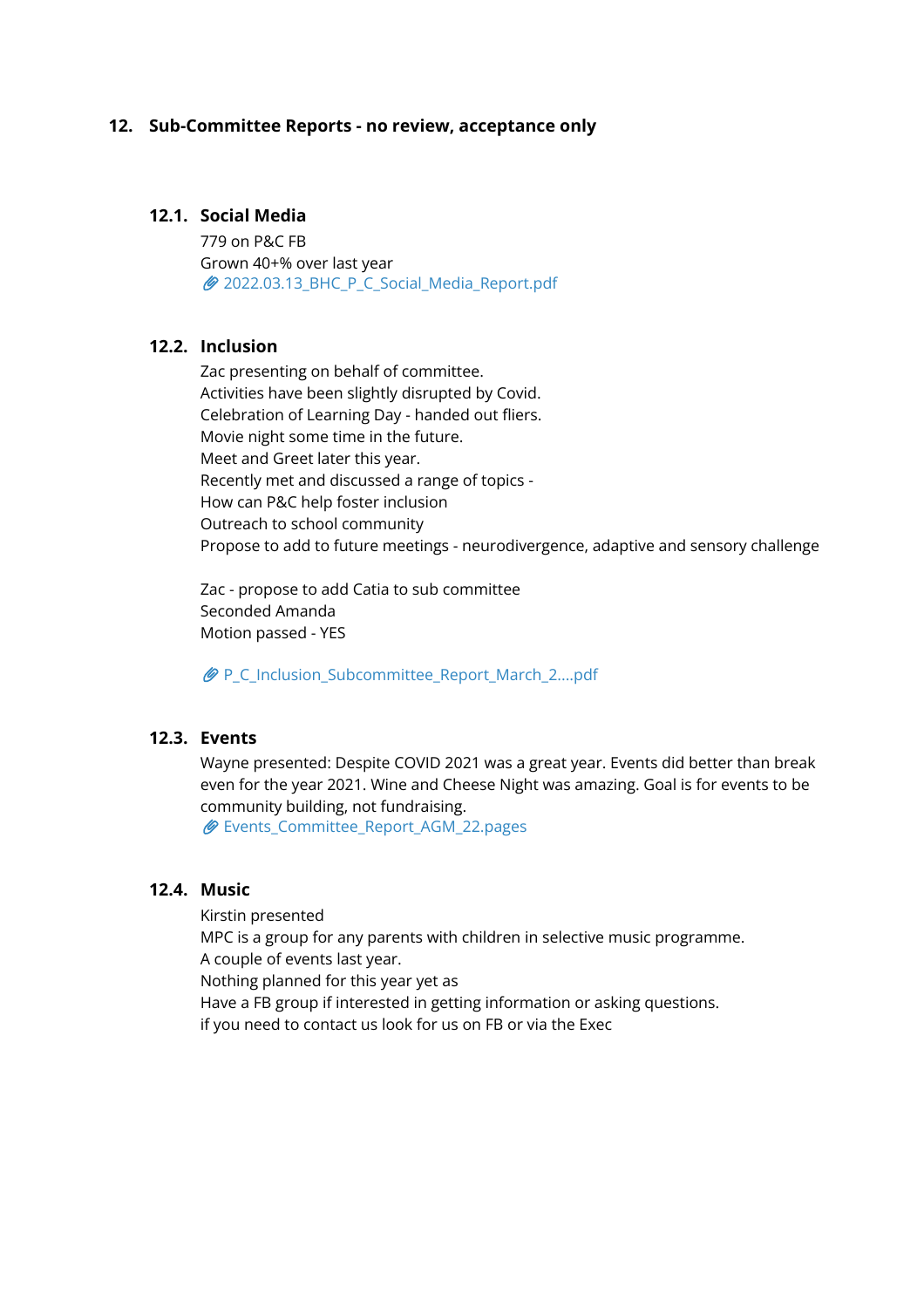## 12. Sub-Committee Reports - no review, acceptance only

### 12.1. Social Media

779 on P&C FB
Grown 40+% over last year
2022.03.13_BHC_P_C_Social_Media_Report.pdf

### 12.2. Inclusion

Zac presenting on behalf of committee.
Activities have been slightly disrupted by Covid.
Celebration of Learning Day - handed out fliers.
Movie night some time in the future.
Meet and Greet later this year.
Recently met and discussed a range of topics -
How can P&C help foster inclusion
Outreach to school community
Propose to add to future meetings - neurodivergence, adaptive and sensory challenge

Zac - propose to add Catia to sub committee
Seconded Amanda
Motion passed - YES

P_C_Inclusion_Subcommittee_Report_March_2....pdf

### 12.3. Events

Wayne presented: Despite COVID 2021 was a great year. Events did better than break even for the year 2021. Wine and Cheese Night was amazing. Goal is for events to be community building, not fundraising.
Events_Committee_Report_AGM_22.pages

### 12.4. Music

Kirstin presented
MPC is a group for any parents with children in selective music programme.
A couple of events last year.
Nothing planned for this year yet as
Have a FB group if interested in getting information or asking questions.
if you need to contact us look for us on FB or via the Exec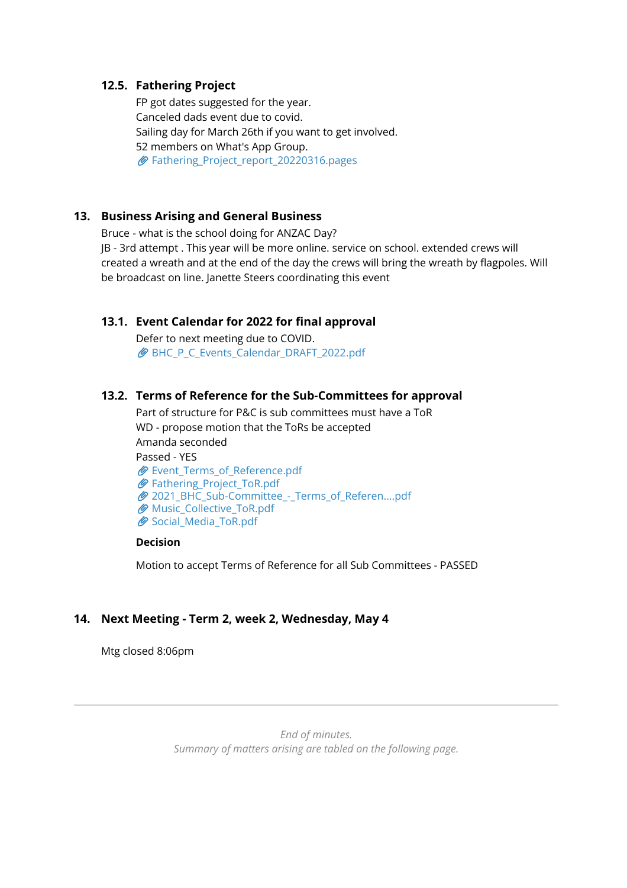### 12.5. Fathering Project

FP got dates suggested for the year.
Canceled dads event due to covid.
Sailing day for March 26th if you want to get involved.
52 members on What's App Group.
📎 Fathering_Project_report_20220316.pages

## 13. Business Arising and General Business

Bruce - what is the school doing for ANZAC Day?
JB - 3rd attempt . This year will be more online. service on school. extended crews will created a wreath and at the end of the day the crews will bring the wreath by flagpoles. Will be broadcast on line. Janette Steers coordinating this event

### 13.1. Event Calendar for 2022 for final approval

Defer to next meeting due to COVID.
📎 BHC_P_C_Events_Calendar_DRAFT_2022.pdf

### 13.2. Terms of Reference for the Sub-Committees for approval

Part of structure for P&C is sub committees must have a ToR
WD - propose motion that the ToRs be accepted
Amanda seconded
Passed - YES
📎 Event_Terms_of_Reference.pdf
📎 Fathering_Project_ToR.pdf
📎 2021_BHC_Sub-Committee_-_Terms_of_Referen....pdf
📎 Music_Collective_ToR.pdf
📎 Social_Media_ToR.pdf

**Decision**

Motion to accept Terms of Reference for all Sub Committees - PASSED

## 14. Next Meeting - Term 2, week 2, Wednesday, May 4

Mtg closed 8:06pm

---

*End of minutes.*
*Summary of matters arising are tabled on the following page.*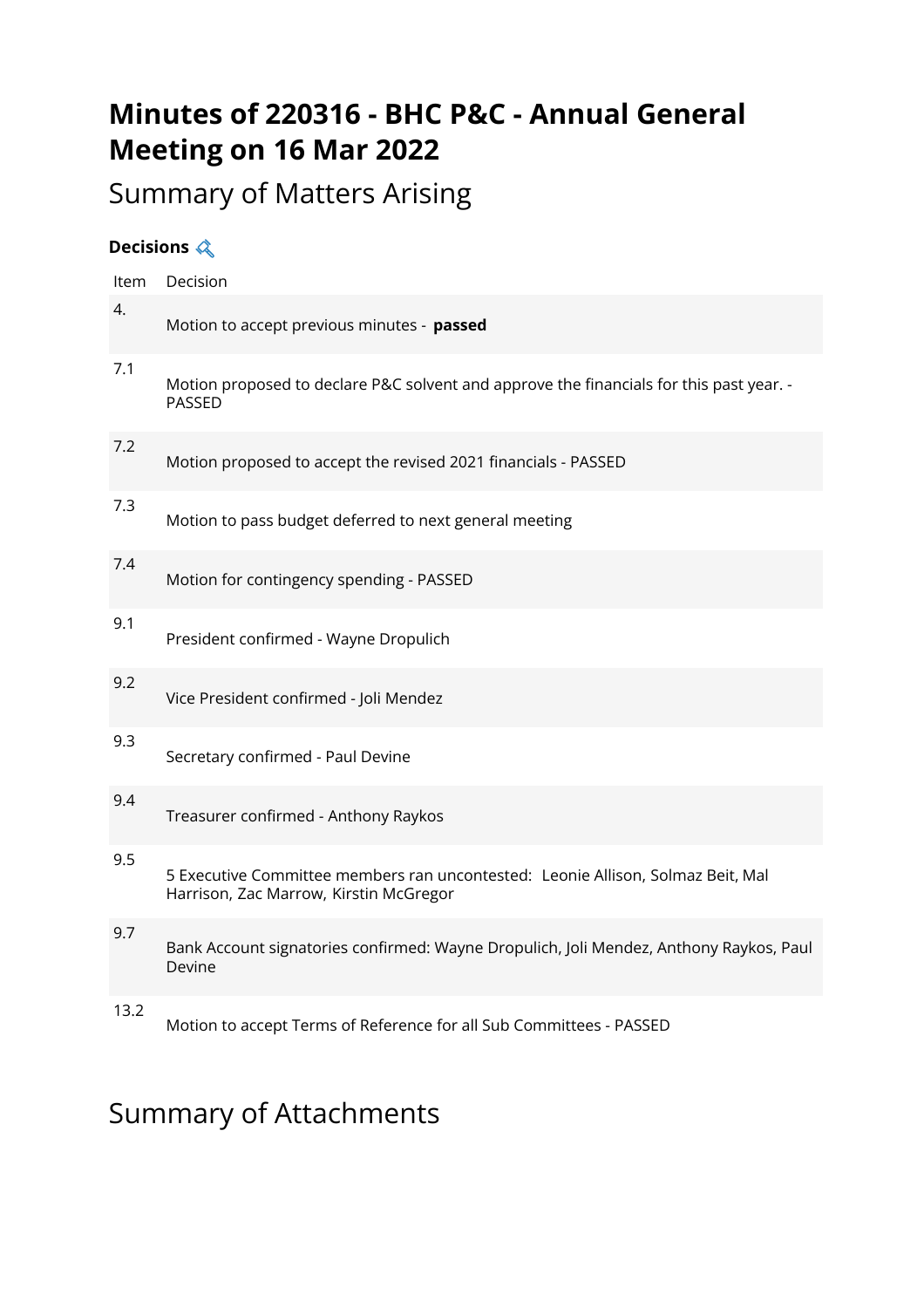# Minutes of 220316 - BHC P&C - Annual General Meeting on 16 Mar 2022

## Summary of Matters Arising

**Decisions**

| Item | Decision |
| --- | --- |
| 4. | Motion to accept previous minutes - **passed** |
| 7.1 | Motion proposed to declare P&C solvent and approve the financials for this past year. - PASSED |
| 7.2 | Motion proposed to accept the revised 2021 financials - PASSED |
| 7.3 | Motion to pass budget deferred to next general meeting |
| 7.4 | Motion for contingency spending - PASSED |
| 9.1 | President confirmed - Wayne Dropulich |
| 9.2 | Vice President confirmed - Joli Mendez |
| 9.3 | Secretary confirmed - Paul Devine |
| 9.4 | Treasurer confirmed - Anthony Raykos |
| 9.5 | 5 Executive Committee members ran uncontested: Leonie Allison, Solmaz Beit, Mal Harrison, Zac Marrow, Kirstin McGregor |
| 9.7 | Bank Account signatories confirmed: Wayne Dropulich, Joli Mendez, Anthony Raykos, Paul Devine |
| 13.2 | Motion to accept Terms of Reference for all Sub Committees - PASSED |

## Summary of Attachments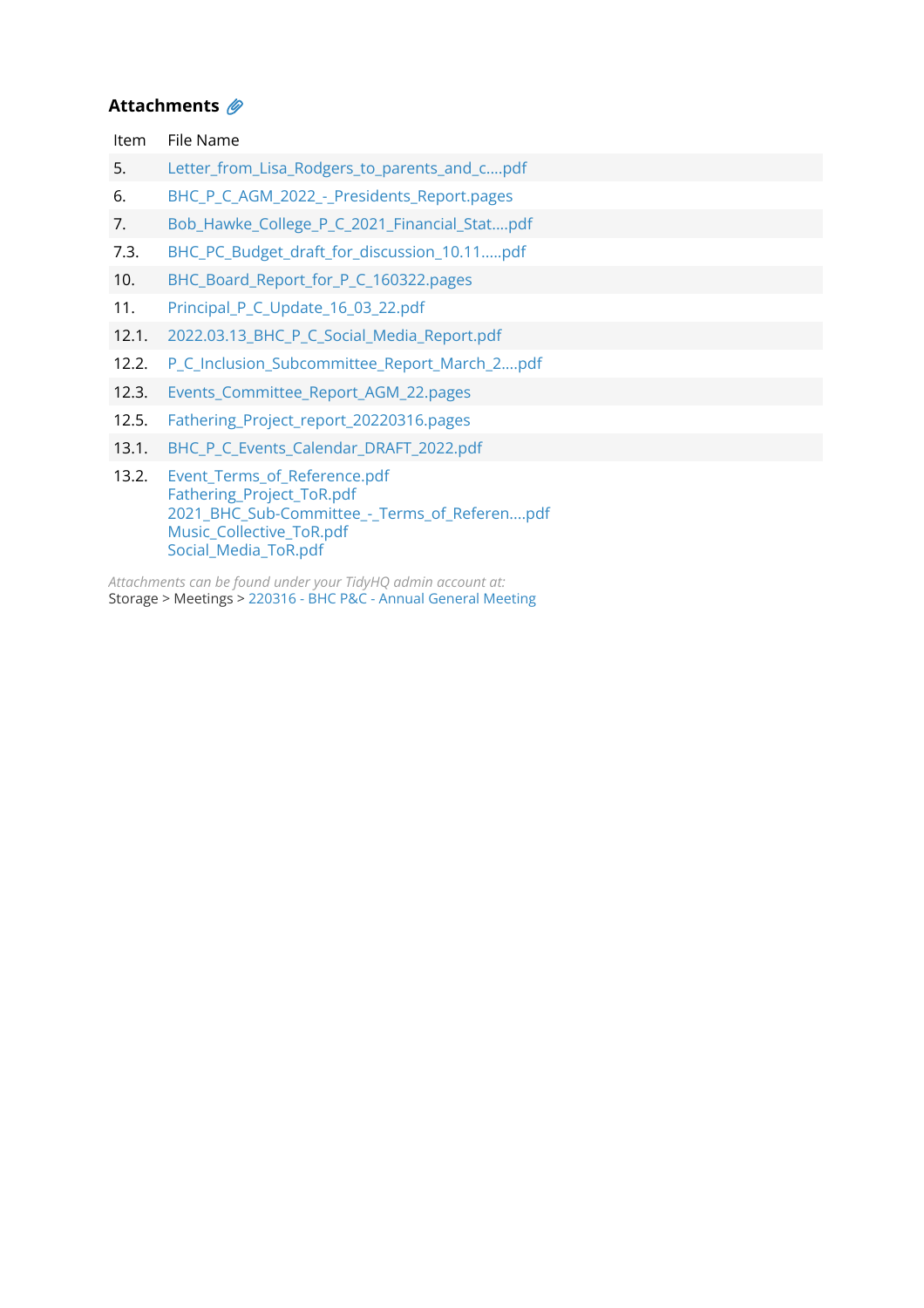## Attachments

| Item | File Name |
|---|---|
| 5. | Letter_from_Lisa_Rodgers_to_parents_and_c....pdf |
| 6. | BHC_P_C_AGM_2022_-_Presidents_Report.pages |
| 7. | Bob_Hawke_College_P_C_2021_Financial_Stat....pdf |
| 7.3. | BHC_PC_Budget_draft_for_discussion_10.11.....pdf |
| 10. | BHC_Board_Report_for_P_C_160322.pages |
| 11. | Principal_P_C_Update_16_03_22.pdf |
| 12.1. | 2022.03.13_BHC_P_C_Social_Media_Report.pdf |
| 12.2. | P_C_Inclusion_Subcommittee_Report_March_2....pdf |
| 12.3. | Events_Committee_Report_AGM_22.pages |
| 12.5. | Fathering_Project_report_20220316.pages |
| 13.1. | BHC_P_C_Events_Calendar_DRAFT_2022.pdf |
| 13.2. | Event_Terms_of_Reference.pdf<br>Fathering_Project_ToR.pdf<br>2021_BHC_Sub-Committee_-_Terms_of_Referen....pdf<br>Music_Collective_ToR.pdf<br>Social_Media_ToR.pdf |

*Attachments can be found under your TidyHQ admin account at:*
Storage > Meetings > 220316 - BHC P&C - Annual General Meeting